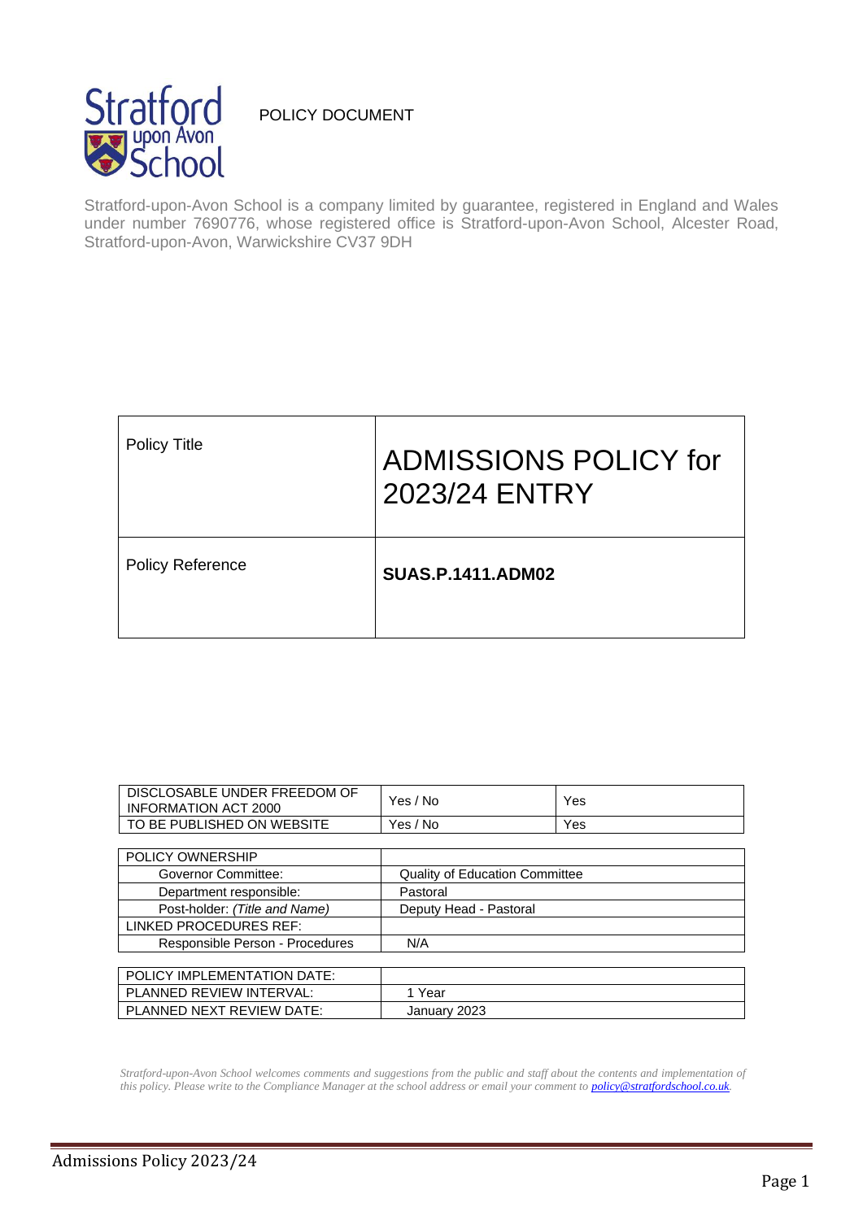Stratford upon Avon School

POLICY DOCUMENT

Stratford-upon-Avon School is a company limited by guarantee, registered in England and Wales under number 7690776, whose registered office is Stratford-upon-Avon School, Alcester Road, Stratford-upon-Avon, Warwickshire CV37 9DH

| Policy Title | ADMISSIONS POLICY for 2023/24 ENTRY |
|---|---|
| Policy Reference | **SUAS.P.1411.ADM02** |

| | | |
|---|---|---|
| DISCLOSABLE UNDER FREEDOM OF INFORMATION ACT 2000 | Yes / No | Yes |
| TO BE PUBLISHED ON WEBSITE | Yes / No | Yes |

| | |
|---|---|
| POLICY OWNERSHIP | |
| Governor Committee: | Quality of Education Committee |
| Department responsible: | Pastoral |
| Post-holder: *(Title and Name)* | Deputy Head - Pastoral |
| LINKED PROCEDURES REF: | |
| Responsible Person - Procedures | N/A |

| | |
|---|---|
| POLICY IMPLEMENTATION DATE: | |
| PLANNED REVIEW INTERVAL: | 1 Year |
| PLANNED NEXT REVIEW DATE: | January 2023 |

*Stratford-upon-Avon School welcomes comments and suggestions from the public and staff about the contents and implementation of this policy. Please write to the Compliance Manager at the school address or email your comment to **policy@stratfordschool.co.uk**.*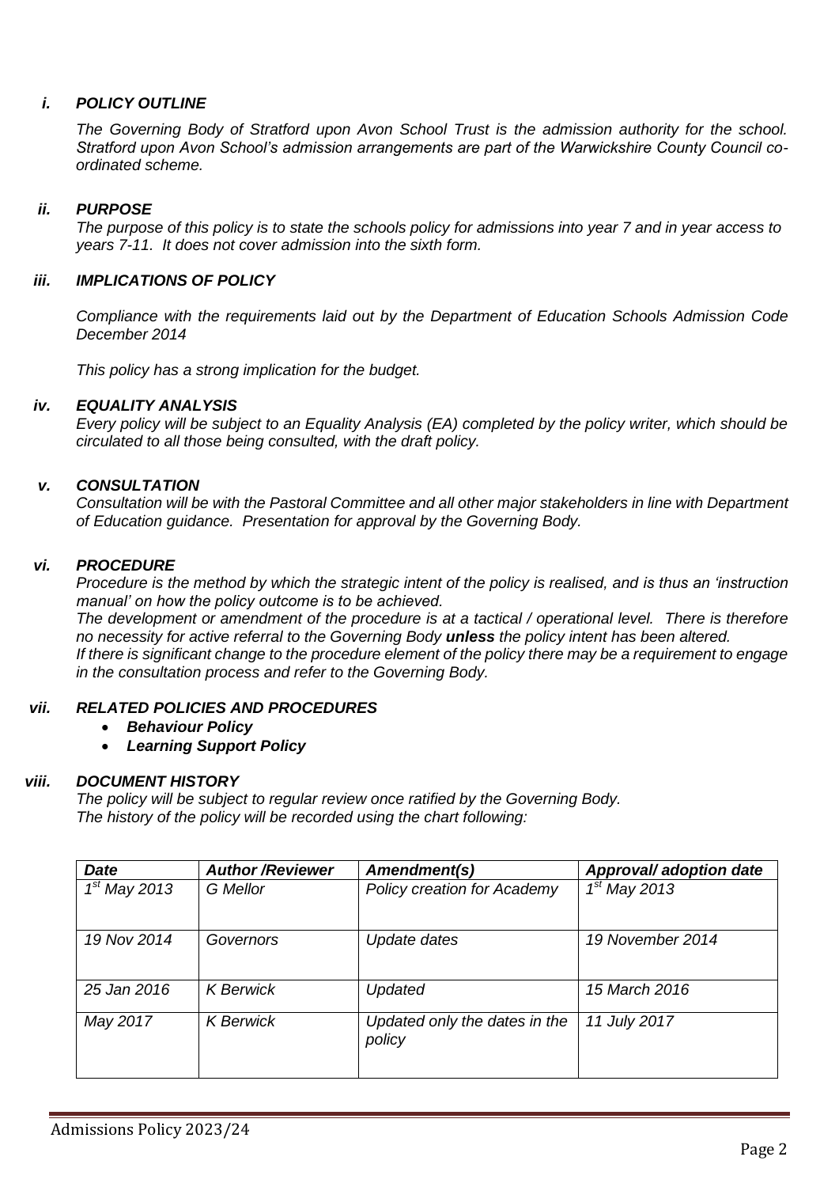### *i. POLICY OUTLINE*

*The Governing Body of Stratford upon Avon School Trust is the admission authority for the school. Stratford upon Avon School's admission arrangements are part of the Warwickshire County Council co-ordinated scheme.*

### *ii. PURPOSE*

*The purpose of this policy is to state the schools policy for admissions into year 7 and in year access to years 7-11. It does not cover admission into the sixth form.*

### *iii. IMPLICATIONS OF POLICY*

*Compliance with the requirements laid out by the Department of Education Schools Admission Code December 2014*

*This policy has a strong implication for the budget.*

### *iv. EQUALITY ANALYSIS*

*Every policy will be subject to an Equality Analysis (EA) completed by the policy writer, which should be circulated to all those being consulted, with the draft policy.*

### *v. CONSULTATION*

*Consultation will be with the Pastoral Committee and all other major stakeholders in line with Department of Education guidance. Presentation for approval by the Governing Body.*

### *vi. PROCEDURE*

*Procedure is the method by which the strategic intent of the policy is realised, and is thus an 'instruction manual' on how the policy outcome is to be achieved.*

*The development or amendment of the procedure is at a tactical / operational level. There is therefore no necessity for active referral to the Governing Body* ***unless*** *the policy intent has been altered.*

*If there is significant change to the procedure element of the policy there may be a requirement to engage in the consultation process and refer to the Governing Body.*

### *vii. RELATED POLICIES AND PROCEDURES*

- ***Behaviour Policy***
- ***Learning Support Policy***

### *viii. DOCUMENT HISTORY*

*The policy will be subject to regular review once ratified by the Governing Body.*
*The history of the policy will be recorded using the chart following:*

| *Date* | *Author /Reviewer* | *Amendment(s)* | *Approval/ adoption date* |
|---|---|---|---|
| *1st May 2013* | *G Mellor* | *Policy creation for Academy* | *1st May 2013* |
| *19 Nov 2014* | *Governors* | *Update dates* | *19 November 2014* |
| *25 Jan 2016* | *K Berwick* | *Updated* | *15 March 2016* |
| *May 2017* | *K Berwick* | *Updated only the dates in the policy* | *11 July 2017* |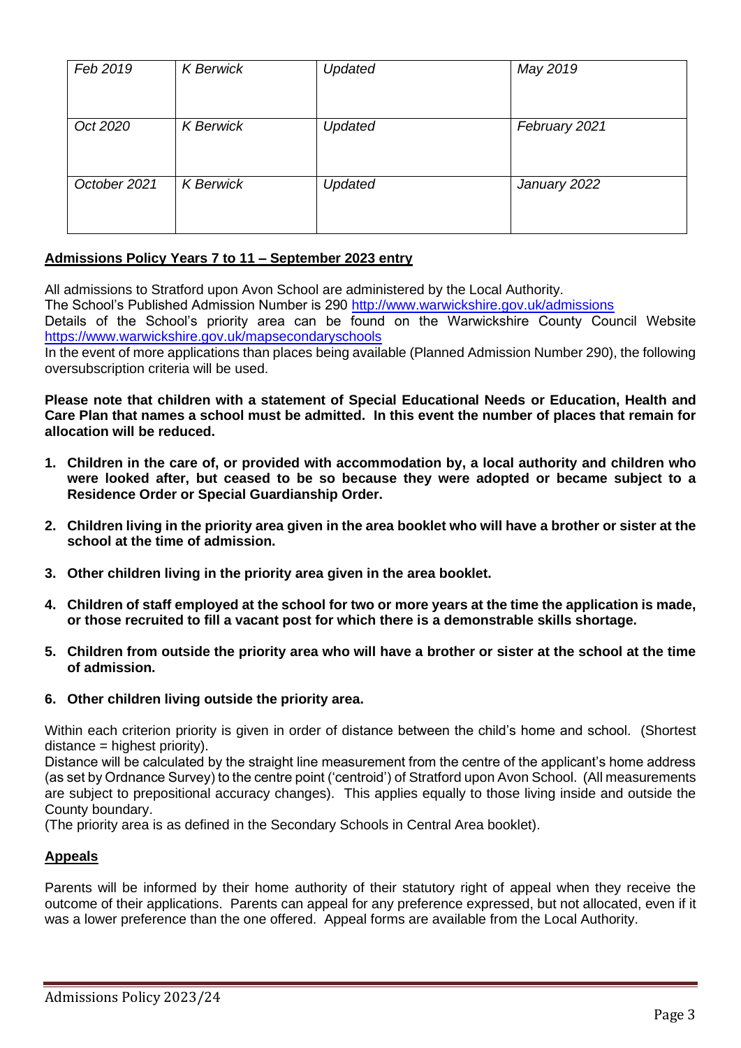| *Feb 2019* | *K Berwick* | *Updated* | *May 2019* |
|---|---|---|---|
| *Oct 2020* | *K Berwick* | *Updated* | *February 2021* |
| *October 2021* | *K Berwick* | *Updated* | *January 2022* |

## Admissions Policy Years 7 to 11 – September 2023 entry

All admissions to Stratford upon Avon School are administered by the Local Authority.
The School's Published Admission Number is 290 http://www.warwickshire.gov.uk/admissions
Details of the School's priority area can be found on the Warwickshire County Council Website https://www.warwickshire.gov.uk/mapsecondaryschools
In the event of more applications than places being available (Planned Admission Number 290), the following oversubscription criteria will be used.

**Please note that children with a statement of Special Educational Needs or Education, Health and Care Plan that names a school must be admitted. In this event the number of places that remain for allocation will be reduced.**

1. **Children in the care of, or provided with accommodation by, a local authority and children who were looked after, but ceased to be so because they were adopted or became subject to a Residence Order or Special Guardianship Order.**
2. **Children living in the priority area given in the area booklet who will have a brother or sister at the school at the time of admission.**
3. **Other children living in the priority area given in the area booklet.**
4. **Children of staff employed at the school for two or more years at the time the application is made, or those recruited to fill a vacant post for which there is a demonstrable skills shortage.**
5. **Children from outside the priority area who will have a brother or sister at the school at the time of admission.**
6. **Other children living outside the priority area.**

Within each criterion priority is given in order of distance between the child's home and school. (Shortest distance = highest priority).
Distance will be calculated by the straight line measurement from the centre of the applicant's home address (as set by Ordnance Survey) to the centre point ('centroid') of Stratford upon Avon School. (All measurements are subject to prepositional accuracy changes). This applies equally to those living inside and outside the County boundary.
(The priority area is as defined in the Secondary Schools in Central Area booklet).

## Appeals

Parents will be informed by their home authority of their statutory right of appeal when they receive the outcome of their applications. Parents can appeal for any preference expressed, but not allocated, even if it was a lower preference than the one offered. Appeal forms are available from the Local Authority.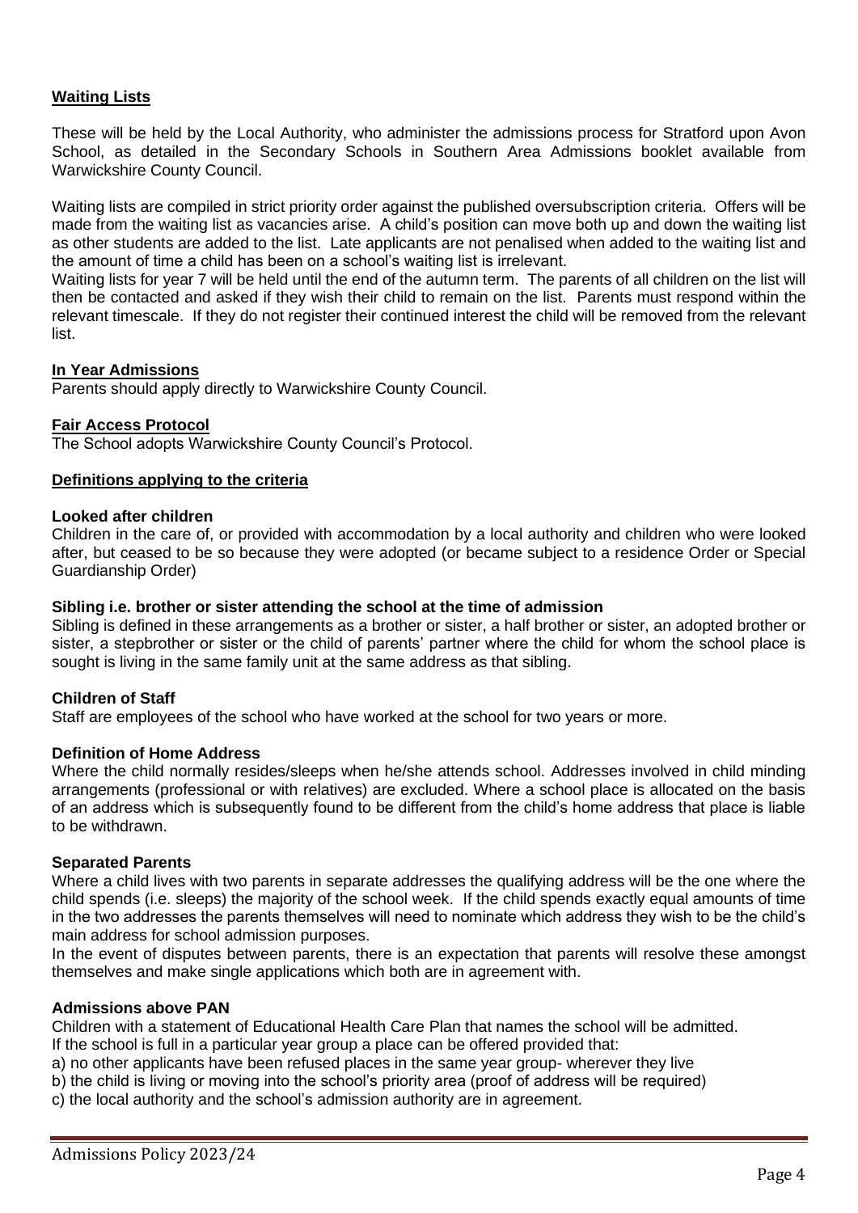## Waiting Lists

These will be held by the Local Authority, who administer the admissions process for Stratford upon Avon School, as detailed in the Secondary Schools in Southern Area Admissions booklet available from Warwickshire County Council.

Waiting lists are compiled in strict priority order against the published oversubscription criteria. Offers will be made from the waiting list as vacancies arise. A child's position can move both up and down the waiting list as other students are added to the list. Late applicants are not penalised when added to the waiting list and the amount of time a child has been on a school's waiting list is irrelevant.

Waiting lists for year 7 will be held until the end of the autumn term. The parents of all children on the list will then be contacted and asked if they wish their child to remain on the list. Parents must respond within the relevant timescale. If they do not register their continued interest the child will be removed from the relevant list.

## In Year Admissions

Parents should apply directly to Warwickshire County Council.

## Fair Access Protocol

The School adopts Warwickshire County Council's Protocol.

## Definitions applying to the criteria

### Looked after children

Children in the care of, or provided with accommodation by a local authority and children who were looked after, but ceased to be so because they were adopted (or became subject to a residence Order or Special Guardianship Order)

### Sibling i.e. brother or sister attending the school at the time of admission

Sibling is defined in these arrangements as a brother or sister, a half brother or sister, an adopted brother or sister, a stepbrother or sister or the child of parents' partner where the child for whom the school place is sought is living in the same family unit at the same address as that sibling.

### Children of Staff

Staff are employees of the school who have worked at the school for two years or more.

### Definition of Home Address

Where the child normally resides/sleeps when he/she attends school. Addresses involved in child minding arrangements (professional or with relatives) are excluded. Where a school place is allocated on the basis of an address which is subsequently found to be different from the child's home address that place is liable to be withdrawn.

### Separated Parents

Where a child lives with two parents in separate addresses the qualifying address will be the one where the child spends (i.e. sleeps) the majority of the school week. If the child spends exactly equal amounts of time in the two addresses the parents themselves will need to nominate which address they wish to be the child's main address for school admission purposes.

In the event of disputes between parents, there is an expectation that parents will resolve these amongst themselves and make single applications which both are in agreement with.

### Admissions above PAN

Children with a statement of Educational Health Care Plan that names the school will be admitted.
If the school is full in a particular year group a place can be offered provided that:

a) no other applicants have been refused places in the same year group- wherever they live
b) the child is living or moving into the school's priority area (proof of address will be required)
c) the local authority and the school's admission authority are in agreement.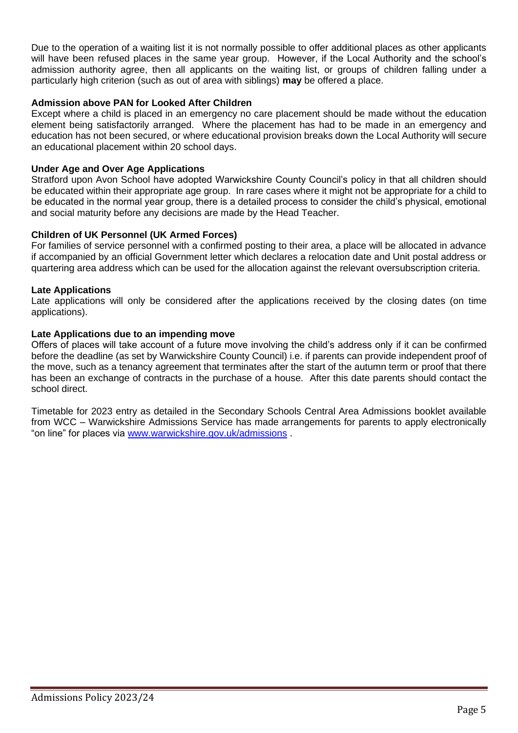Due to the operation of a waiting list it is not normally possible to offer additional places as other applicants will have been refused places in the same year group. However, if the Local Authority and the school's admission authority agree, then all applicants on the waiting list, or groups of children falling under a particularly high criterion (such as out of area with siblings) **may** be offered a place.

**Admission above PAN for Looked After Children**

Except where a child is placed in an emergency no care placement should be made without the education element being satisfactorily arranged. Where the placement has had to be made in an emergency and education has not been secured, or where educational provision breaks down the Local Authority will secure an educational placement within 20 school days.

**Under Age and Over Age Applications**

Stratford upon Avon School have adopted Warwickshire County Council's policy in that all children should be educated within their appropriate age group. In rare cases where it might not be appropriate for a child to be educated in the normal year group, there is a detailed process to consider the child's physical, emotional and social maturity before any decisions are made by the Head Teacher.

**Children of UK Personnel (UK Armed Forces)**

For families of service personnel with a confirmed posting to their area, a place will be allocated in advance if accompanied by an official Government letter which declares a relocation date and Unit postal address or quartering area address which can be used for the allocation against the relevant oversubscription criteria.

**Late Applications**

Late applications will only be considered after the applications received by the closing dates (on time applications).

**Late Applications due to an impending move**

Offers of places will take account of a future move involving the child's address only if it can be confirmed before the deadline (as set by Warwickshire County Council) i.e. if parents can provide independent proof of the move, such as a tenancy agreement that terminates after the start of the autumn term or proof that there has been an exchange of contracts in the purchase of a house. After this date parents should contact the school direct.

Timetable for 2023 entry as detailed in the Secondary Schools Central Area Admissions booklet available from WCC – Warwickshire Admissions Service has made arrangements for parents to apply electronically "on line" for places via [www.warwickshire.gov.uk/admissions](http://www.warwickshire.gov.uk/admissions) .